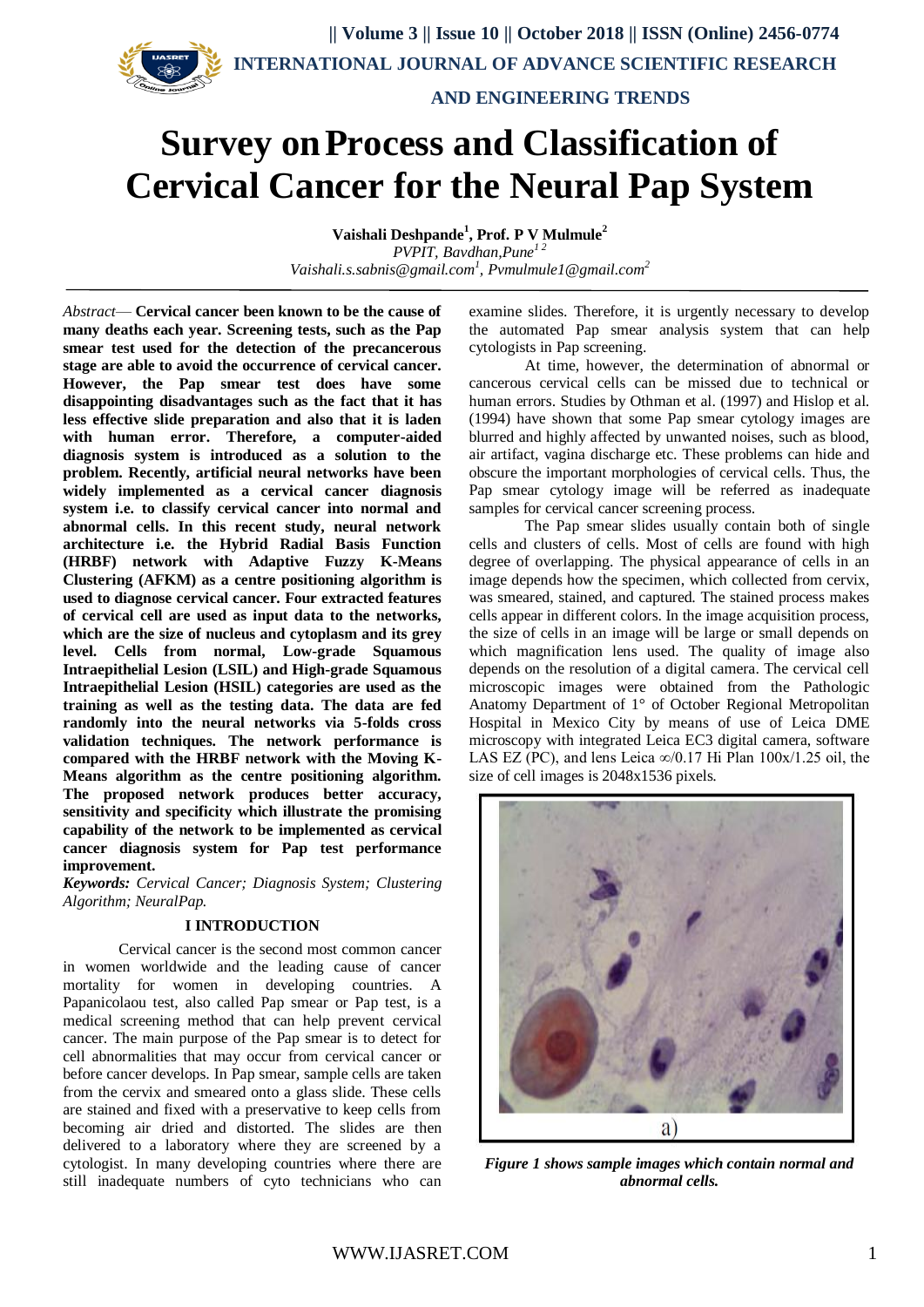# Survey on Process and Classification of Cervical Cancer for the Neural Pap System

**Vaishali Deshpande[1], Prof. P V Mulmule[2]**
*PVPIT, Bavdhan,Pune[1 2]*
*Vaishali.s.sabnis@gmail.com[1], Pvmulmule1@gmail.com[2]*

*Abstract*— **Cervical cancer been known to be the cause of many deaths each year. Screening tests, such as the Pap smear test used for the detection of the precancerous stage are able to avoid the occurrence of cervical cancer. However, the Pap smear test does have some disappointing disadvantages such as the fact that it has less effective slide preparation and also that it is laden with human error. Therefore, a computer-aided diagnosis system is introduced as a solution to the problem. Recently, artificial neural networks have been widely implemented as a cervical cancer diagnosis system i.e. to classify cervical cancer into normal and abnormal cells. In this recent study, neural network architecture i.e. the Hybrid Radial Basis Function (HRBF) network with Adaptive Fuzzy K-Means Clustering (AFKM) as a centre positioning algorithm is used to diagnose cervical cancer. Four extracted features of cervical cell are used as input data to the networks, which are the size of nucleus and cytoplasm and its grey level. Cells from normal, Low-grade Squamous Intraepithelial Lesion (LSIL) and High-grade Squamous Intraepithelial Lesion (HSIL) categories are used as the training as well as the testing data. The data are fed randomly into the neural networks via 5-folds cross validation techniques. The network performance is compared with the HRBF network with the Moving K-Means algorithm as the centre positioning algorithm. The proposed network produces better accuracy, sensitivity and specificity which illustrate the promising capability of the network to be implemented as cervical cancer diagnosis system for Pap test performance improvement.**

***Keywords:*** *Cervical Cancer; Diagnosis System; Clustering Algorithm; NeuralPap.*

## I INTRODUCTION

Cervical cancer is the second most common cancer in women worldwide and the leading cause of cancer mortality for women in developing countries. A Papanicolaou test, also called Pap smear or Pap test, is a medical screening method that can help prevent cervical cancer. The main purpose of the Pap smear is to detect for cell abnormalities that may occur from cervical cancer or before cancer develops. In Pap smear, sample cells are taken from the cervix and smeared onto a glass slide. These cells are stained and fixed with a preservative to keep cells from becoming air dried and distorted. The slides are then delivered to a laboratory where they are screened by a cytologist. In many developing countries where there are still inadequate numbers of cyto technicians who can examine slides. Therefore, it is urgently necessary to develop the automated Pap smear analysis system that can help cytologists in Pap screening.

At time, however, the determination of abnormal or cancerous cervical cells can be missed due to technical or human errors. Studies by Othman et al. (1997) and Hislop et al. (1994) have shown that some Pap smear cytology images are blurred and highly affected by unwanted noises, such as blood, air artifact, vagina discharge etc. These problems can hide and obscure the important morphologies of cervical cells. Thus, the Pap smear cytology image will be referred as inadequate samples for cervical cancer screening process.

The Pap smear slides usually contain both of single cells and clusters of cells. Most of cells are found with high degree of overlapping. The physical appearance of cells in an image depends how the specimen, which collected from cervix, was smeared, stained, and captured. The stained process makes cells appear in different colors. In the image acquisition process, the size of cells in an image will be large or small depends on which magnification lens used. The quality of image also depends on the resolution of a digital camera. The cervical cell microscopic images were obtained from the Pathologic Anatomy Department of 1° of October Regional Metropolitan Hospital in Mexico City by means of use of Leica DME microscopy with integrated Leica EC3 digital camera, software LAS EZ (PC), and lens Leica ∞/0.17 Hi Plan 100x/1.25 oil, the size of cell images is 2048x1536 pixels.

a)

***Figure 1 shows sample images which contain normal and abnormal cells.***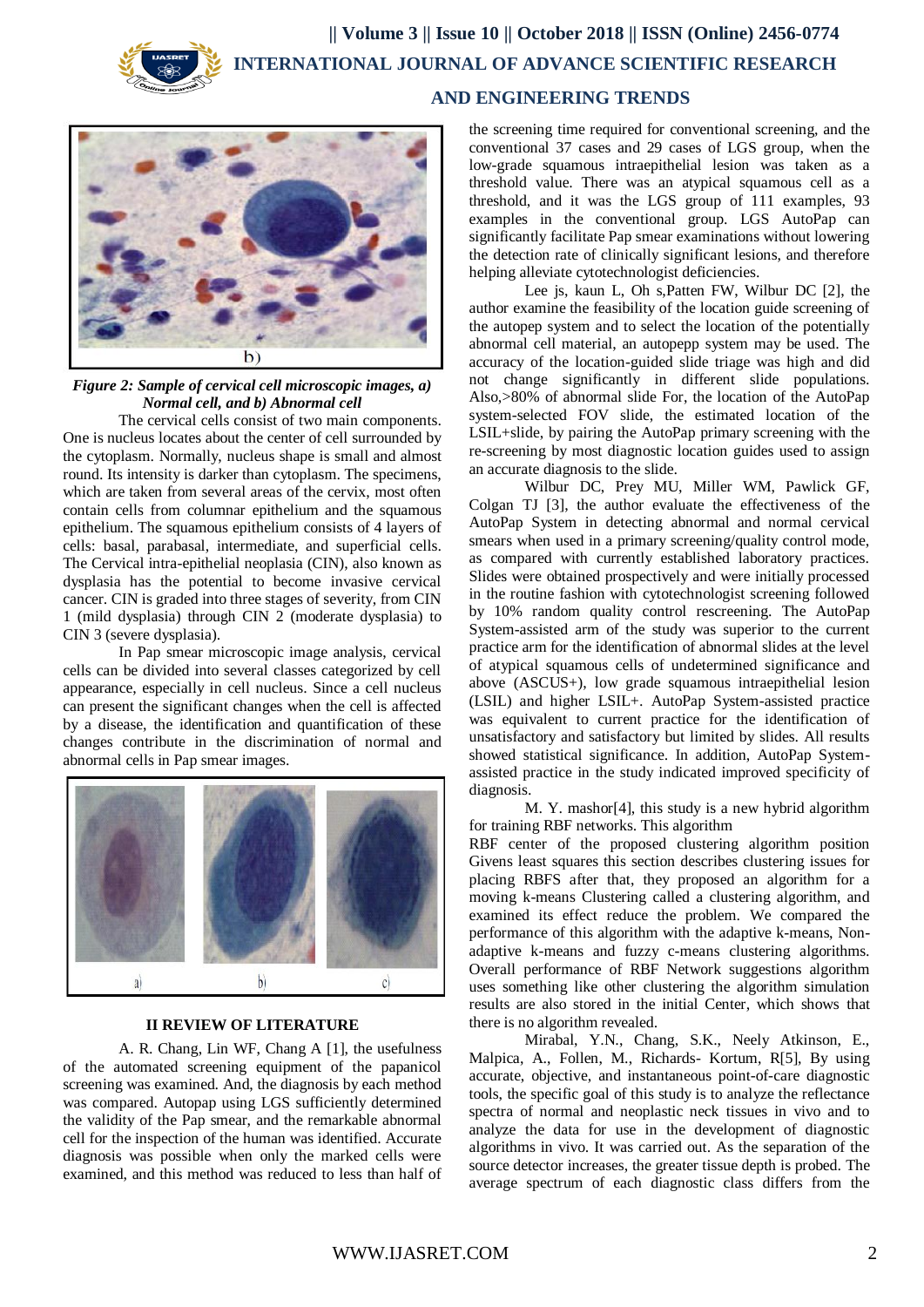b)

*Figure 2: Sample of cervical cell microscopic images, a) Normal cell, and b) Abnormal cell*

The cervical cells consist of two main components. One is nucleus locates about the center of cell surrounded by the cytoplasm. Normally, nucleus shape is small and almost round. Its intensity is darker than cytoplasm. The specimens, which are taken from several areas of the cervix, most often contain cells from columnar epithelium and the squamous epithelium. The squamous epithelium consists of 4 layers of cells: basal, parabasal, intermediate, and superficial cells. The Cervical intra-epithelial neoplasia (CIN), also known as dysplasia has the potential to become invasive cervical cancer. CIN is graded into three stages of severity, from CIN 1 (mild dysplasia) through CIN 2 (moderate dysplasia) to CIN 3 (severe dysplasia).

In Pap smear microscopic image analysis, cervical cells can be divided into several classes categorized by cell appearance, especially in cell nucleus. Since a cell nucleus can present the significant changes when the cell is affected by a disease, the identification and quantification of these changes contribute in the discrimination of normal and abnormal cells in Pap smear images.

a) b) c)

## II REVIEW OF LITERATURE

A. R. Chang, Lin WF, Chang A [1], the usefulness of the automated screening equipment of the papanicol screening was examined. And, the diagnosis by each method was compared. Autopap using LGS sufficiently determined the validity of the Pap smear, and the remarkable abnormal cell for the inspection of the human was identified. Accurate diagnosis was possible when only the marked cells were examined, and this method was reduced to less than half of the screening time required for conventional screening, and the conventional 37 cases and 29 cases of LGS group, when the low-grade squamous intraepithelial lesion was taken as a threshold value. There was an atypical squamous cell as a threshold, and it was the LGS group of 111 examples, 93 examples in the conventional group. LGS AutoPap can significantly facilitate Pap smear examinations without lowering the detection rate of clinically significant lesions, and therefore helping alleviate cytotechnologist deficiencies.

Lee js, kaun L, Oh s,Patten FW, Wilbur DC [2], the author examine the feasibility of the location guide screening of the autopep system and to select the location of the potentially abnormal cell material, an autopepp system may be used. The accuracy of the location-guided slide triage was high and did not change significantly in different slide populations. Also,>80% of abnormal slide For, the location of the AutoPap system-selected FOV slide, the estimated location of the LSIL+slide, by pairing the AutoPap primary screening with the re-screening by most diagnostic location guides used to assign an accurate diagnosis to the slide.

Wilbur DC, Prey MU, Miller WM, Pawlick GF, Colgan TJ [3], the author evaluate the effectiveness of the AutoPap System in detecting abnormal and normal cervical smears when used in a primary screening/quality control mode, as compared with currently established laboratory practices. Slides were obtained prospectively and were initially processed in the routine fashion with cytotechnologist screening followed by 10% random quality control rescreening. The AutoPap System-assisted arm of the study was superior to the current practice arm for the identification of abnormal slides at the level of atypical squamous cells of undetermined significance and above (ASCUS+), low grade squamous intraepithelial lesion (LSIL) and higher LSIL+. AutoPap System-assisted practice was equivalent to current practice for the identification of unsatisfactory and satisfactory but limited by slides. All results showed statistical significance. In addition, AutoPap System-assisted practice in the study indicated improved specificity of diagnosis.

M. Y. mashor[4], this study is a new hybrid algorithm for training RBF networks. This algorithm
RBF center of the proposed clustering algorithm position Givens least squares this section describes clustering issues for placing RBFS after that, they proposed an algorithm for a moving k-means Clustering called a clustering algorithm, and examined its effect reduce the problem. We compared the performance of this algorithm with the adaptive k-means, Non-adaptive k-means and fuzzy c-means clustering algorithms. Overall performance of RBF Network suggestions algorithm uses something like other clustering the algorithm simulation results are also stored in the initial Center, which shows that there is no algorithm revealed.

Mirabal, Y.N., Chang, S.K., Neely Atkinson, E., Malpica, A., Follen, M., Richards- Kortum, R[5], By using accurate, objective, and instantaneous point-of-care diagnostic tools, the specific goal of this study is to analyze the reflectance spectra of normal and neoplastic neck tissues in vivo and to analyze the data for use in the development of diagnostic algorithms in vivo. It was carried out. As the separation of the source detector increases, the greater tissue depth is probed. The average spectrum of each diagnostic class differs from the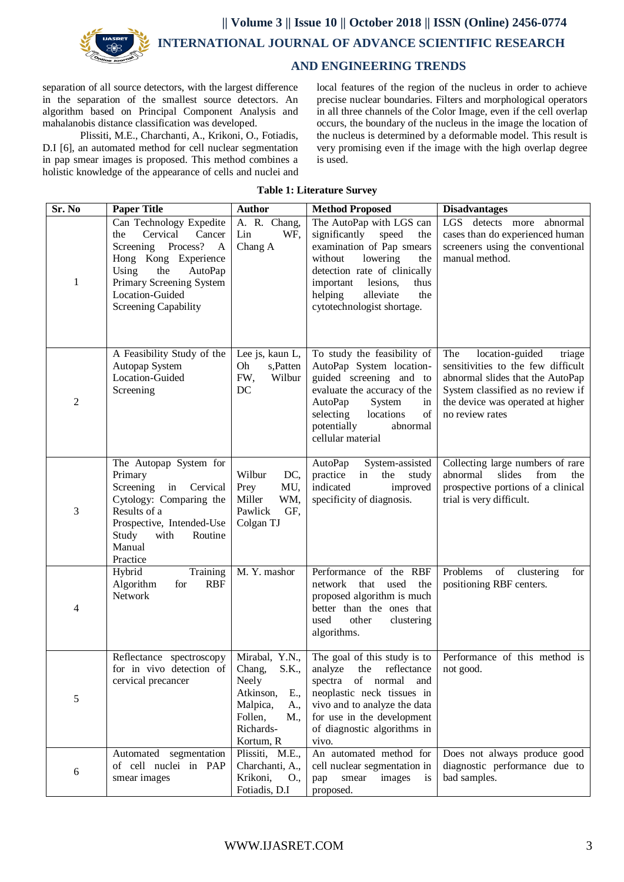separation of all source detectors, with the largest difference in the separation of the smallest source detectors. An algorithm based on Principal Component Analysis and mahalanobis distance classification was developed.

Plissiti, M.E., Charchanti, A., Krikoni, O., Fotiadis, D.I [6], an automated method for cell nuclear segmentation in pap smear images is proposed. This method combines a holistic knowledge of the appearance of cells and nuclei and local features of the region of the nucleus in order to achieve precise nuclear boundaries. Filters and morphological operators in all three channels of the Color Image, even if the cell overlap occurs, the boundary of the nucleus in the image the location of the nucleus is determined by a deformable model. This result is very promising even if the image with the high overlap degree is used.

**Table 1: Literature Survey**

| Sr. No | Paper Title | Author | Method Proposed | Disadvantages |
|---|---|---|---|---|
| 1 | Can Technology Expedite the Cervical Cancer Screening Process? A Hong Kong Experience Using the AutoPap Primary Screening System Location-Guided Screening Capability | A. R. Chang, Lin WF, Chang A | The AutoPap with LGS can significantly speed the examination of Pap smears without lowering the detection rate of clinically important lesions, thus helping alleviate the cytotechnologist shortage. | LGS detects more abnormal cases than do experienced human screeners using the conventional manual method. |
| 2 | A Feasibility Study of the Autopap System Location-Guided Screening | Lee js, kaun L, Oh s,Patten FW, Wilbur DC | To study the feasibility of AutoPap System location-guided screening and to evaluate the accuracy of the AutoPap System in selecting locations of potentially abnormal cellular material | The location-guided triage sensitivities to the few difficult abnormal slides that the AutoPap System classified as no review if the device was operated at higher no review rates |
| 3 | The Autopap System for Primary Screening in Cervical Cytology: Comparing the Results of a Prospective, Intended-Use Study with Routine Manual Practice | Wilbur DC, Prey MU, Miller WM, Pawlick GF, Colgan TJ | AutoPap System-assisted practice in the study indicated improved specificity of diagnosis. | Collecting large numbers of rare abnormal slides from the prospective portions of a clinical trial is very difficult. |
| 4 | Hybrid Training Algorithm for RBF Network | M. Y. mashor | Performance of the RBF network that used the proposed algorithm is much better than the ones that used other clustering algorithms. | Problems of clustering for positioning RBF centers. |
| 5 | Reflectance spectroscopy for in vivo detection of cervical precancer | Mirabal, Y.N., Chang, S.K., Neely Atkinson, E., Malpica, A., Follen, M., Richards-Kortum, R | The goal of this study is to analyze the reflectance spectra of normal and neoplastic neck tissues in vivo and to analyze the data for use in the development of diagnostic algorithms in vivo. | Performance of this method is not good. |
| 6 | Automated segmentation of cell nuclei in PAP smear images | Plissiti, M.E., Charchanti, A., Krikoni, O., Fotiadis, D.I | An automated method for cell nuclear segmentation in pap smear images is proposed. | Does not always produce good diagnostic performance due to bad samples. |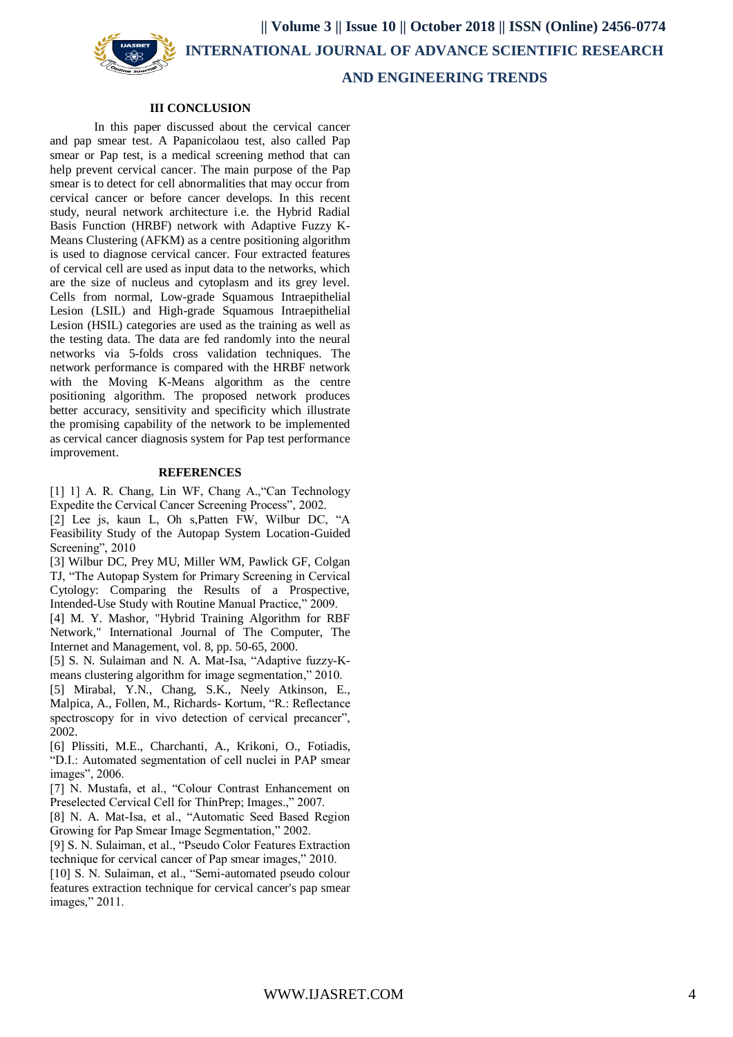## III CONCLUSION

In this paper discussed about the cervical cancer and pap smear test. A Papanicolaou test, also called Pap smear or Pap test, is a medical screening method that can help prevent cervical cancer. The main purpose of the Pap smear is to detect for cell abnormalities that may occur from cervical cancer or before cancer develops. In this recent study, neural network architecture i.e. the Hybrid Radial Basis Function (HRBF) network with Adaptive Fuzzy K-Means Clustering (AFKM) as a centre positioning algorithm is used to diagnose cervical cancer. Four extracted features of cervical cell are used as input data to the networks, which are the size of nucleus and cytoplasm and its grey level. Cells from normal, Low-grade Squamous Intraepithelial Lesion (LSIL) and High-grade Squamous Intraepithelial Lesion (HSIL) categories are used as the training as well as the testing data. The data are fed randomly into the neural networks via 5-folds cross validation techniques. The network performance is compared with the HRBF network with the Moving K-Means algorithm as the centre positioning algorithm. The proposed network produces better accuracy, sensitivity and specificity which illustrate the promising capability of the network to be implemented as cervical cancer diagnosis system for Pap test performance improvement.

## REFERENCES

[1] 1] A. R. Chang, Lin WF, Chang A.,"Can Technology Expedite the Cervical Cancer Screening Process", 2002.

[2] Lee js, kaun L, Oh s,Patten FW, Wilbur DC, "A Feasibility Study of the Autopap System Location-Guided Screening", 2010

[3] Wilbur DC, Prey MU, Miller WM, Pawlick GF, Colgan TJ, "The Autopap System for Primary Screening in Cervical Cytology: Comparing the Results of a Prospective, Intended-Use Study with Routine Manual Practice," 2009.

[4] M. Y. Mashor, "Hybrid Training Algorithm for RBF Network," International Journal of The Computer, The Internet and Management, vol. 8, pp. 50-65, 2000.

[5] S. N. Sulaiman and N. A. Mat-Isa, "Adaptive fuzzy-K-means clustering algorithm for image segmentation," 2010.

[5] Mirabal, Y.N., Chang, S.K., Neely Atkinson, E., Malpica, A., Follen, M., Richards- Kortum, "R.: Reflectance spectroscopy for in vivo detection of cervical precancer", 2002.

[6] Plissiti, M.E., Charchanti, A., Krikoni, O., Fotiadis, "D.I.: Automated segmentation of cell nuclei in PAP smear images", 2006.

[7] N. Mustafa, et al., "Colour Contrast Enhancement on Preselected Cervical Cell for ThinPrep; Images.," 2007.

[8] N. A. Mat-Isa, et al., "Automatic Seed Based Region Growing for Pap Smear Image Segmentation," 2002.

[9] S. N. Sulaiman, et al., "Pseudo Color Features Extraction technique for cervical cancer of Pap smear images," 2010.

[10] S. N. Sulaiman, et al., "Semi-automated pseudo colour features extraction technique for cervical cancer's pap smear images," 2011.